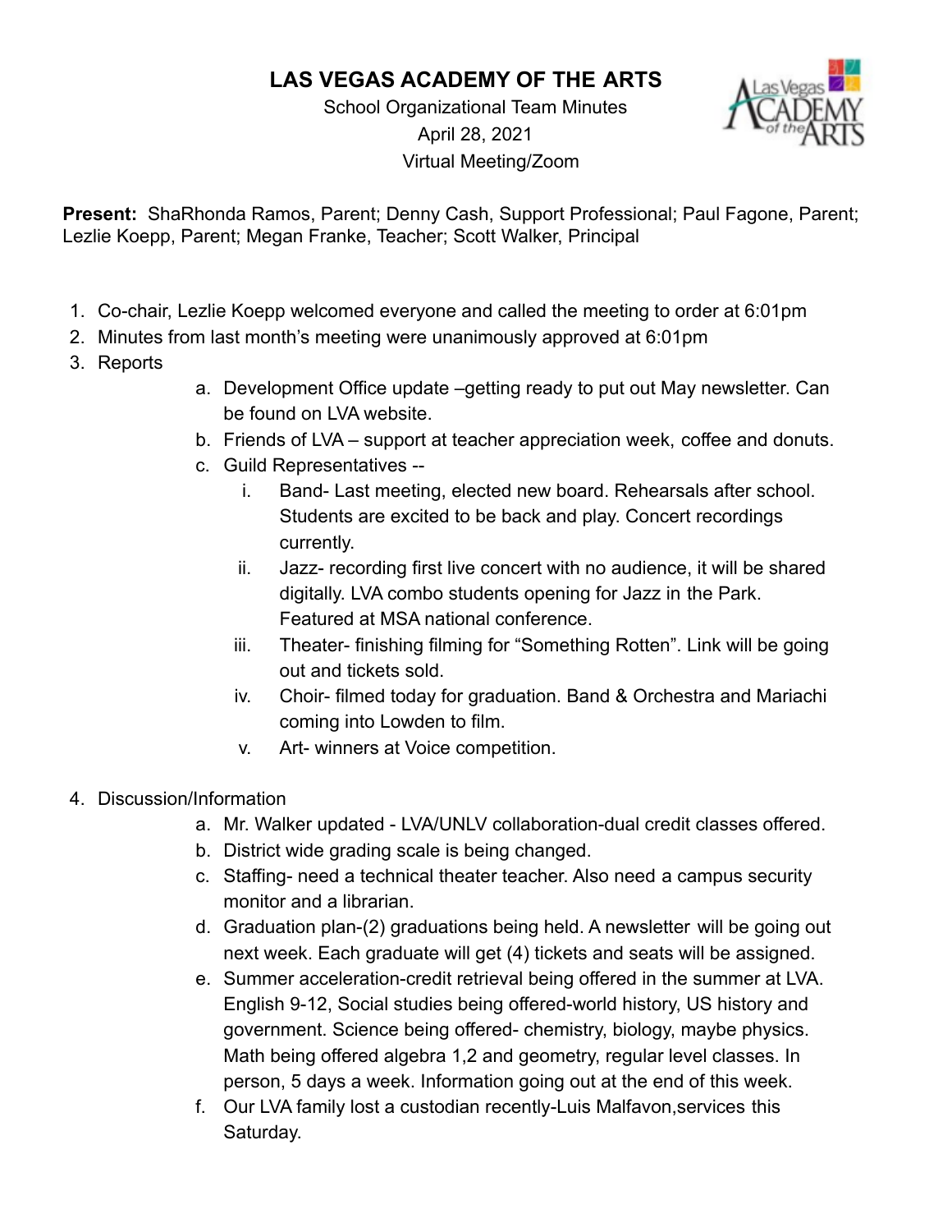# LAS VEGAS ACADEMY OF THE ARTS

School Organizational Team Minutes
April 28, 2021
Virtual Meeting/Zoom

**Present:** ShaRhonda Ramos, Parent; Denny Cash, Support Professional; Paul Fagone, Parent; Lezlie Koepp, Parent; Megan Franke, Teacher; Scott Walker, Principal

1. Co-chair, Lezlie Koepp welcomed everyone and called the meeting to order at 6:01pm
2. Minutes from last month's meeting were unanimously approved at 6:01pm
3. Reports
    a. Development Office update –getting ready to put out May newsletter. Can be found on LVA website.
    b. Friends of LVA – support at teacher appreciation week, coffee and donuts.
    c. Guild Representatives --
        i. Band- Last meeting, elected new board. Rehearsals after school. Students are excited to be back and play. Concert recordings currently.
        ii. Jazz- recording first live concert with no audience, it will be shared digitally. LVA combo students opening for Jazz in the Park. Featured at MSA national conference.
        iii. Theater- finishing filming for "Something Rotten". Link will be going out and tickets sold.
        iv. Choir- filmed today for graduation. Band & Orchestra and Mariachi coming into Lowden to film.
        v. Art- winners at Voice competition.

4. Discussion/Information
    a. Mr. Walker updated - LVA/UNLV collaboration-dual credit classes offered.
    b. District wide grading scale is being changed.
    c. Staffing- need a technical theater teacher. Also need a campus security monitor and a librarian.
    d. Graduation plan-(2) graduations being held. A newsletter will be going out next week. Each graduate will get (4) tickets and seats will be assigned.
    e. Summer acceleration-credit retrieval being offered in the summer at LVA. English 9-12, Social studies being offered-world history, US history and government. Science being offered- chemistry, biology, maybe physics. Math being offered algebra 1,2 and geometry, regular level classes. In person, 5 days a week. Information going out at the end of this week.
    f. Our LVA family lost a custodian recently-Luis Malfavon,services this Saturday.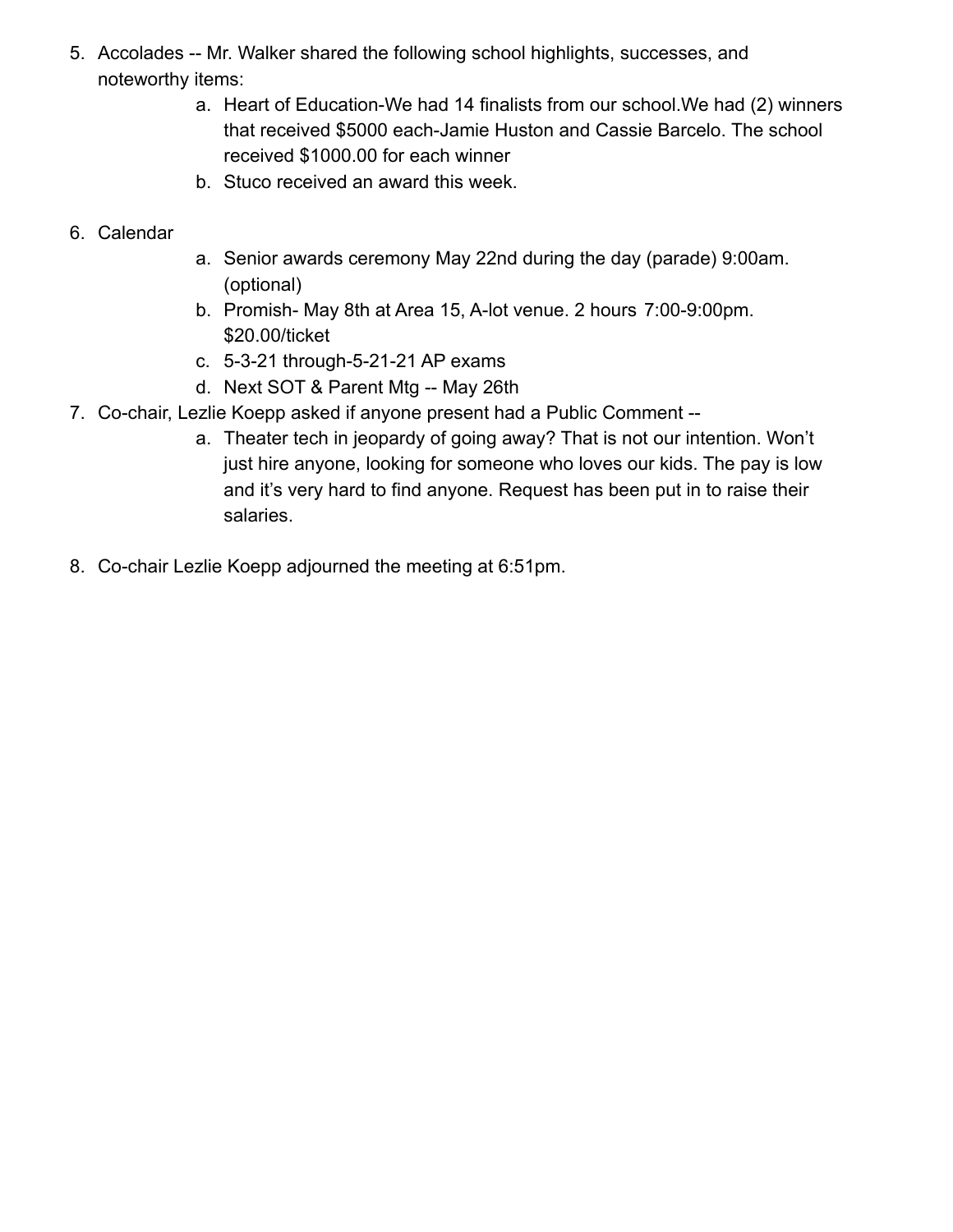5. Accolades -- Mr. Walker shared the following school highlights, successes, and noteworthy items:
    a. Heart of Education-We had 14 finalists from our school.We had (2) winners that received $5000 each-Jamie Huston and Cassie Barcelo. The school received $1000.00 for each winner
    b. Stuco received an award this week.

6. Calendar
    a. Senior awards ceremony May 22nd during the day (parade) 9:00am. (optional)
    b. Promish- May 8th at Area 15, A-lot venue. 2 hours 7:00-9:00pm. $20.00/ticket
    c. 5-3-21 through-5-21-21 AP exams
    d. Next SOT & Parent Mtg -- May 26th
7. Co-chair, Lezlie Koepp asked if anyone present had a Public Comment --
    a. Theater tech in jeopardy of going away? That is not our intention. Won't just hire anyone, looking for someone who loves our kids. The pay is low and it's very hard to find anyone. Request has been put in to raise their salaries.

8. Co-chair Lezlie Koepp adjourned the meeting at 6:51pm.